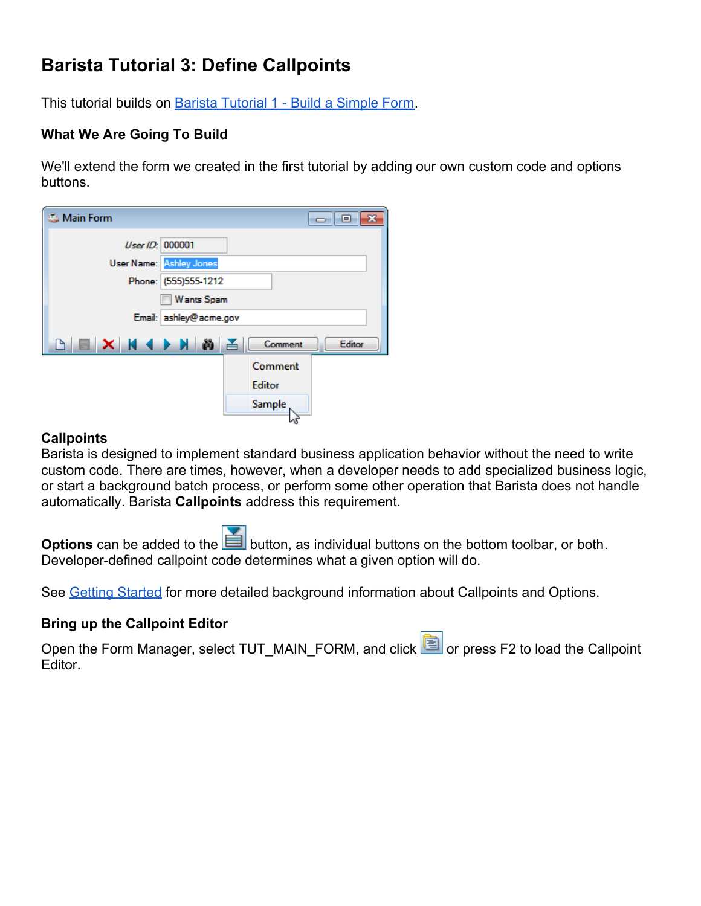# Barista Tutorial 3: Define Callpoints

This tutorial builds on Barista Tutorial 1 - Build a Simple Form.

### What We Are Going To Build

We'll extend the form we created in the first tutorial by adding our own custom code and options buttons.

### Callpoints

Barista is designed to implement standard business application behavior without the need to write custom code. There are times, however, when a developer needs to add specialized business logic, or start a background batch process, or perform some other operation that Barista does not handle automatically. Barista **Callpoints** address this requirement.

**Options** can be added to the button, as individual buttons on the bottom toolbar, or both. Developer-defined callpoint code determines what a given option will do.

See Getting Started for more detailed background information about Callpoints and Options.

### Bring up the Callpoint Editor

Open the Form Manager, select TUT_MAIN_FORM, and click or press F2 to load the Callpoint Editor.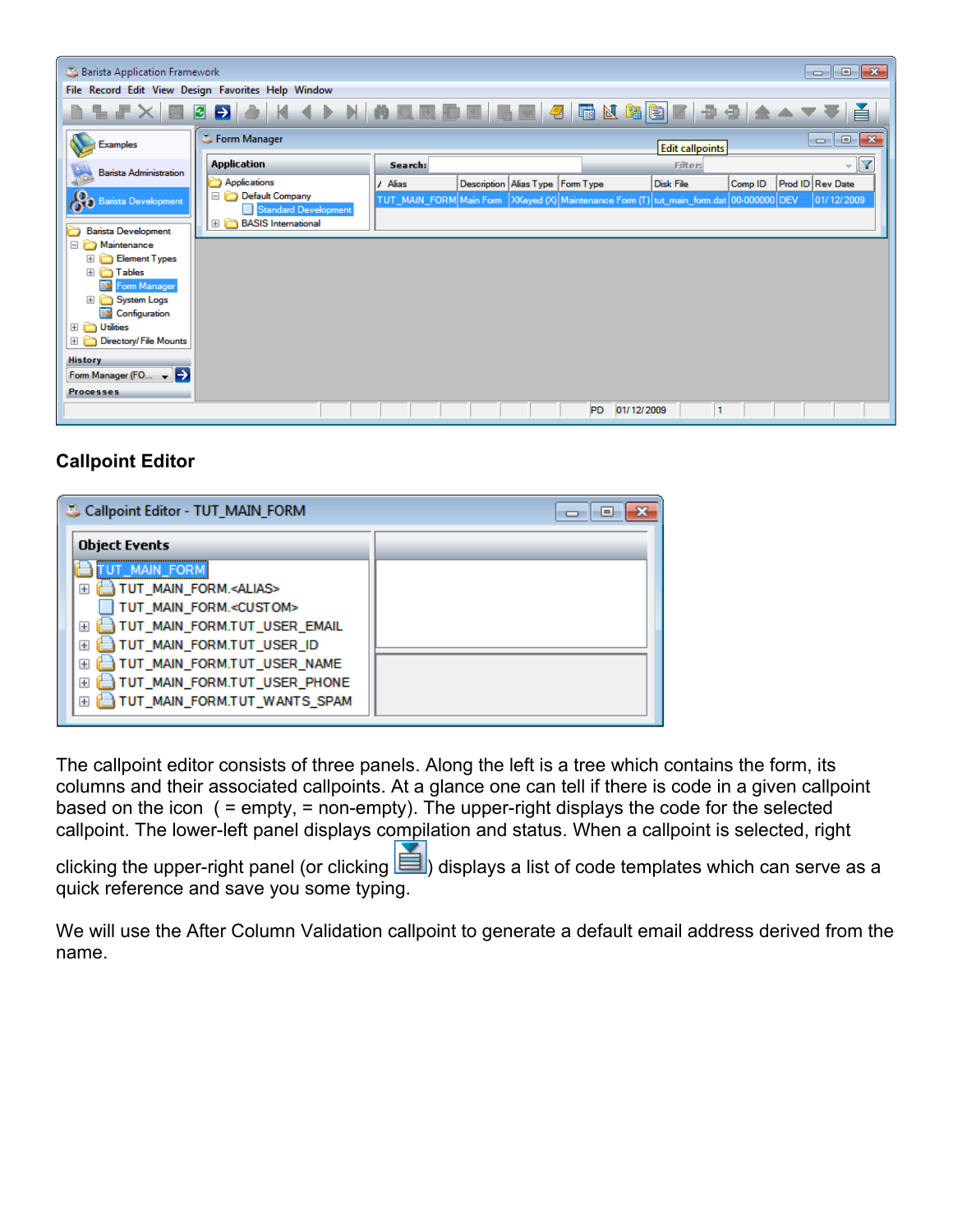## Callpoint Editor

The callpoint editor consists of three panels. Along the left is a tree which contains the form, its columns and their associated callpoints. At a glance one can tell if there is code in a given callpoint based on the icon ( = empty, = non-empty). The upper-right displays the code for the selected callpoint. The lower-left panel displays compilation and status. When a callpoint is selected, right clicking the upper-right panel (or clicking ) displays a list of code templates which can serve as a quick reference and save you some typing.

We will use the After Column Validation callpoint to generate a default email address derived from the name.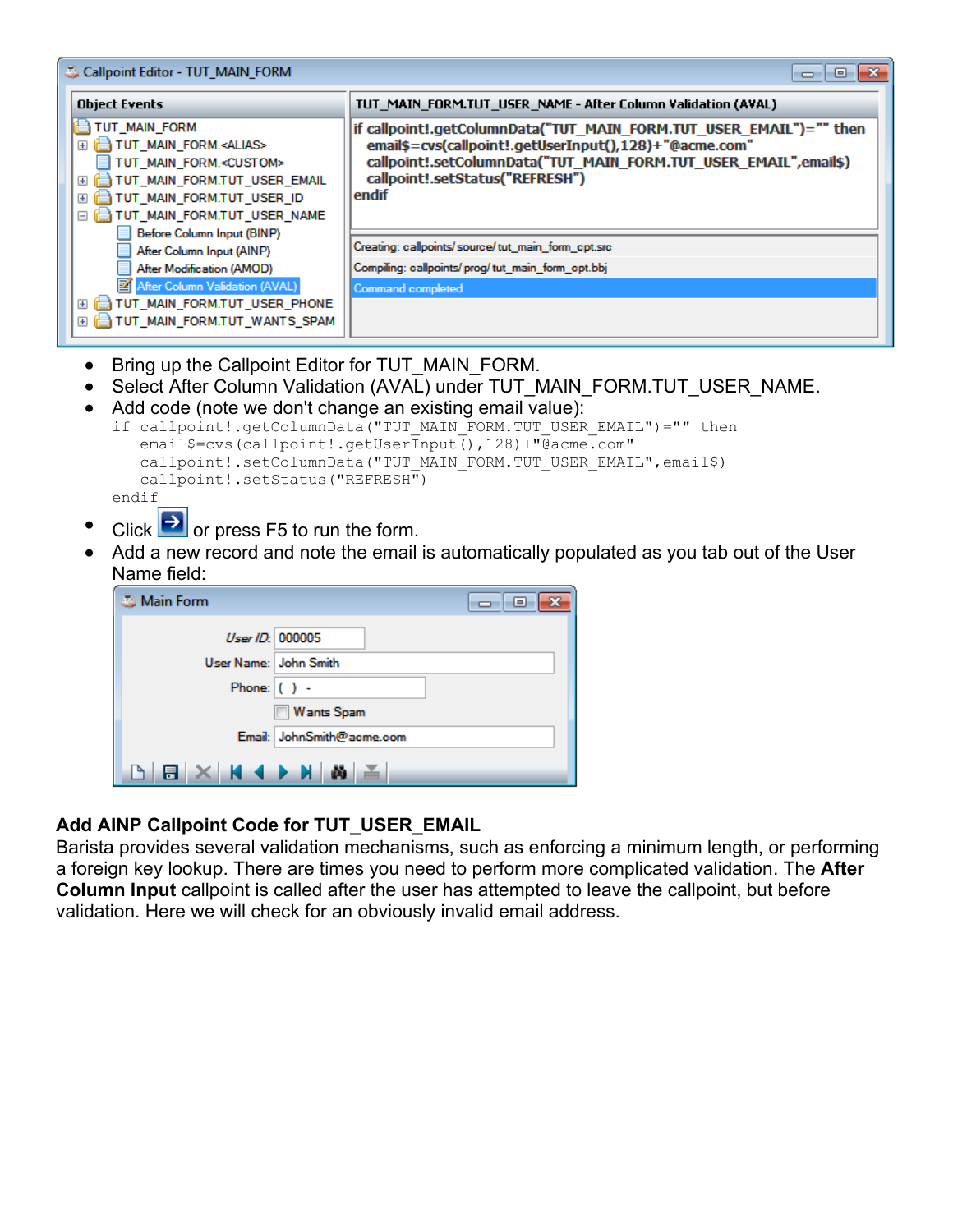- Bring up the Callpoint Editor for TUT_MAIN_FORM.
- Select After Column Validation (AVAL) under TUT_MAIN_FORM.TUT_USER_NAME.
- Add code (note we don't change an existing email value):

```
if callpoint!.getColumnData("TUT_MAIN_FORM.TUT_USER_EMAIL")="" then
    email$=cvs(callpoint!.getUserInput(),128)+"@acme.com"
    callpoint!.setColumnData("TUT_MAIN_FORM.TUT_USER_EMAIL",email$)
    callpoint!.setStatus("REFRESH")
endif
```

- Click or press F5 to run the form.
- Add a new record and note the email is automatically populated as you tab out of the User Name field:

**Add AINP Callpoint Code for TUT_USER_EMAIL**

Barista provides several validation mechanisms, such as enforcing a minimum length, or performing a foreign key lookup. There are times you need to perform more complicated validation. The **After Column Input** callpoint is called after the user has attempted to leave the callpoint, but before validation. Here we will check for an obviously invalid email address.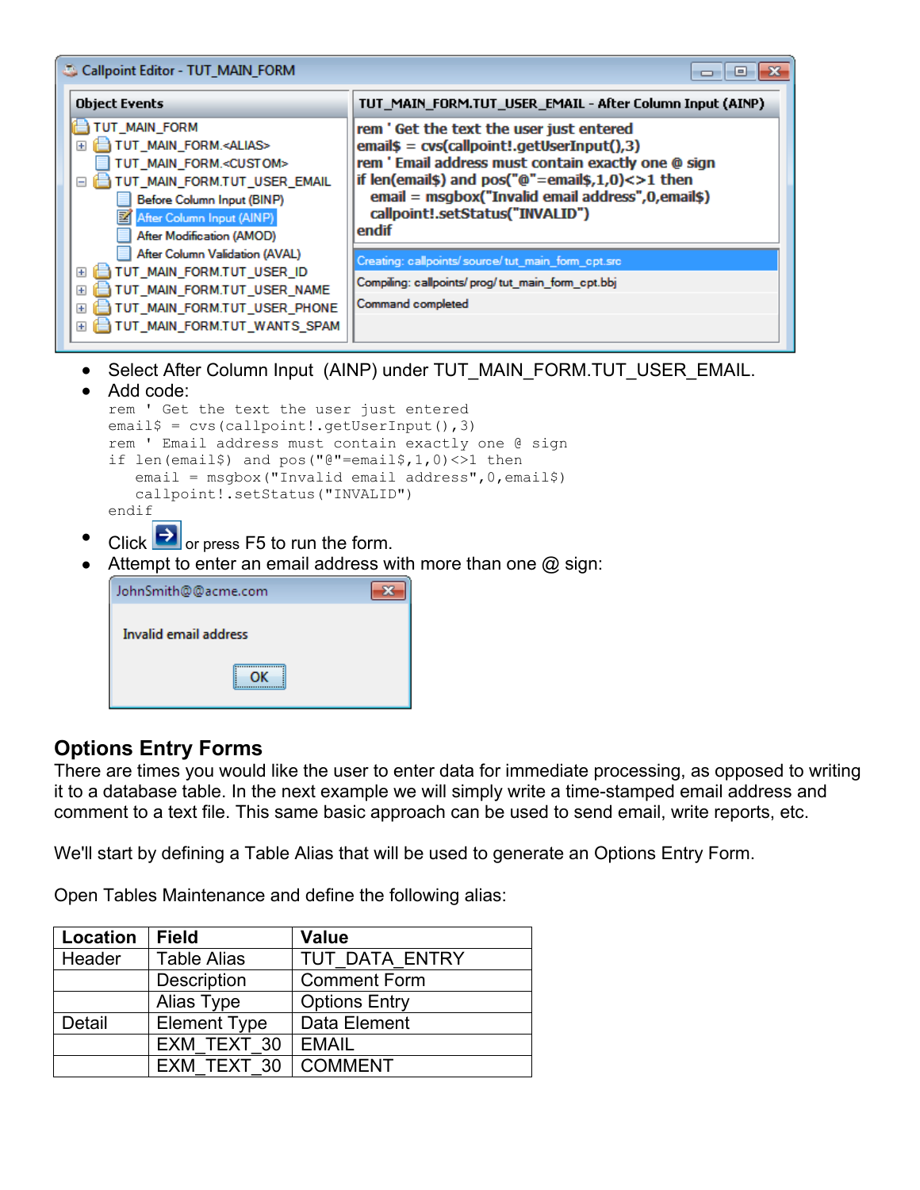- Select After Column Input (AINP) under TUT_MAIN_FORM.TUT_USER_EMAIL.
- Add code:

```
rem ' Get the text the user just entered
email$ = cvs(callpoint!.getUserInput(),3)
rem ' Email address must contain exactly one @ sign
if len(email$) and pos("@"=email$,1,0)<>1 then
    email = msgbox("Invalid email address",0,email$)
    callpoint!.setStatus("INVALID")
endif
```

- Click or press F5 to run the form.
- Attempt to enter an email address with more than one @ sign:

## Options Entry Forms

There are times you would like the user to enter data for immediate processing, as opposed to writing it to a database table. In the next example we will simply write a time-stamped email address and comment to a text file. This same basic approach can be used to send email, write reports, etc.

We'll start by defining a Table Alias that will be used to generate an Options Entry Form.

Open Tables Maintenance and define the following alias:

| Location | Field | Value |
|---|---|---|
| Header | Table Alias | TUT_DATA_ENTRY |
| | Description | Comment Form |
| | Alias Type | Options Entry |
| Detail | Element Type | Data Element |
| | EXM_TEXT_30 | EMAIL |
| | EXM_TEXT_30 | COMMENT |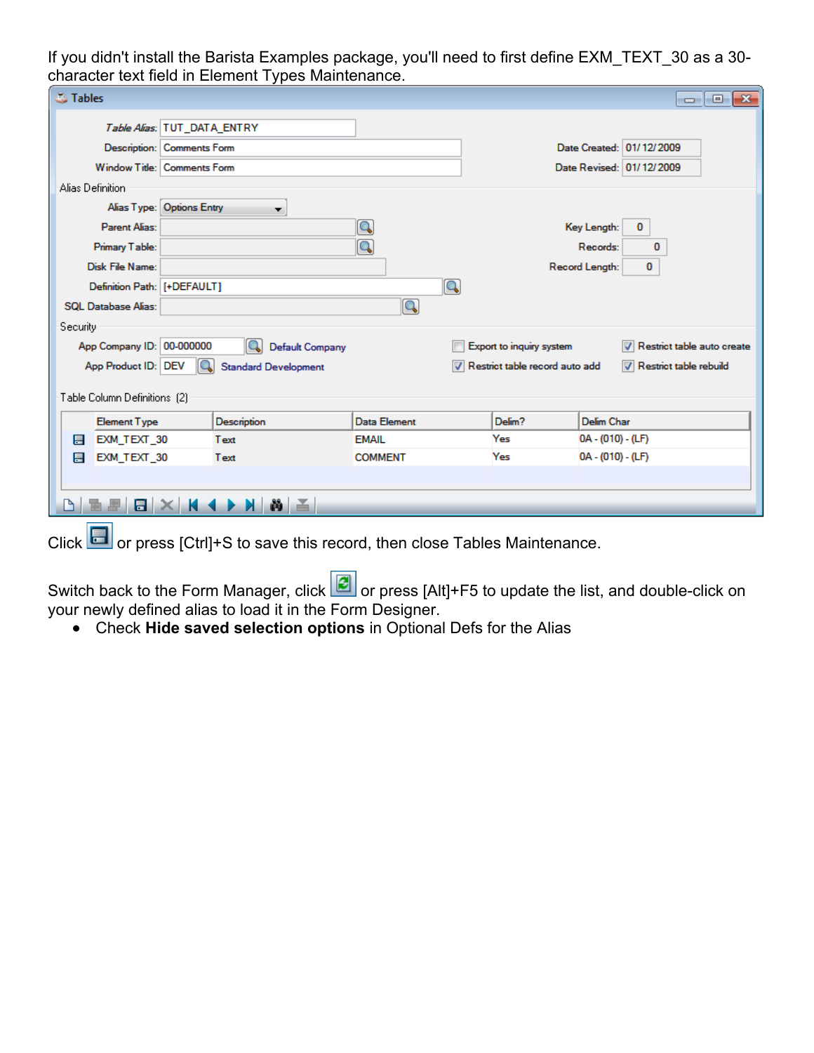If you didn't install the Barista Examples package, you'll need to first define EXM_TEXT_30 as a 30-character text field in Element Types Maintenance.

**Tables**

Table Alias: TUT_DATA_ENTRY
Description: Comments Form
Window Title: Comments Form
Date Created: 01/12/2009
Date Revised: 01/12/2009

Alias Definition

Alias Type: Options Entry
Parent Alias:
Primary Table:
Disk File Name:
Definition Path: [+DEFAULT]
SQL Database Alias:
Key Length: 0
Records: 0
Record Length: 0

Security

App Company ID: 00-000000 Default Company
App Product ID: DEV Standard Development

- [ ] Export to inquiry system
- [x] Restrict table record auto add
- [x] Restrict table auto create
- [x] Restrict table rebuild

Table Column Definitions (2)

| Element Type | Description | Data Element | Delim? | Delim Char |
|---|---|---|---|---|
| EXM_TEXT_30 | Text | EMAIL | Yes | 0A - (010) - (LF) |
| EXM_TEXT_30 | Text | COMMENT | Yes | 0A - (010) - (LF) |

Click or press [Ctrl]+S to save this record, then close Tables Maintenance.

Switch back to the Form Manager, click or press [Alt]+F5 to update the list, and double-click on your newly defined alias to load it in the Form Designer.

- Check **Hide saved selection options** in Optional Defs for the Alias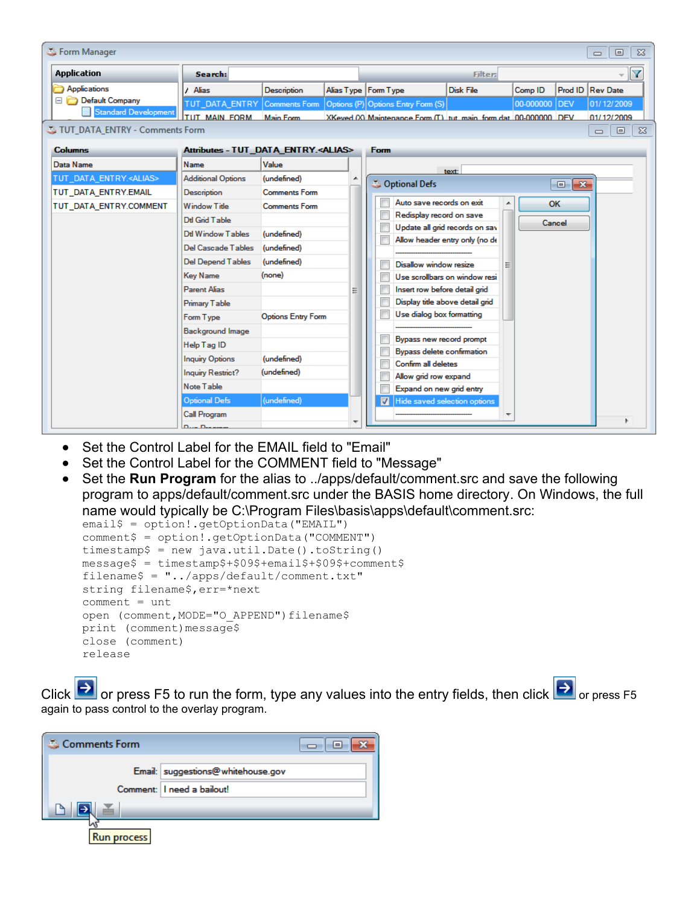- Set the Control Label for the EMAIL field to "Email"
- Set the Control Label for the COMMENT field to "Message"
- Set the **Run Program** for the alias to ../apps/default/comment.src and save the following program to apps/default/comment.src under the BASIS home directory. On Windows, the full name would typically be C:\Program Files\basis\apps\default\comment.src:

```
email$ = option!.getOptionData("EMAIL")
comment$ = option!.getOptionData("COMMENT")
timestamp$ = new java.util.Date().toString()
message$ = timestamp$+$09$+email$+$09$+comment$
filename$ = "../apps/default/comment.txt"
string filename$,err=*next
comment = unt
open (comment,MODE="O_APPEND")filename$
print (comment)message$
close (comment)
release
```

Click or press F5 to run the form, type any values into the entry fields, then click or press F5 again to pass control to the overlay program.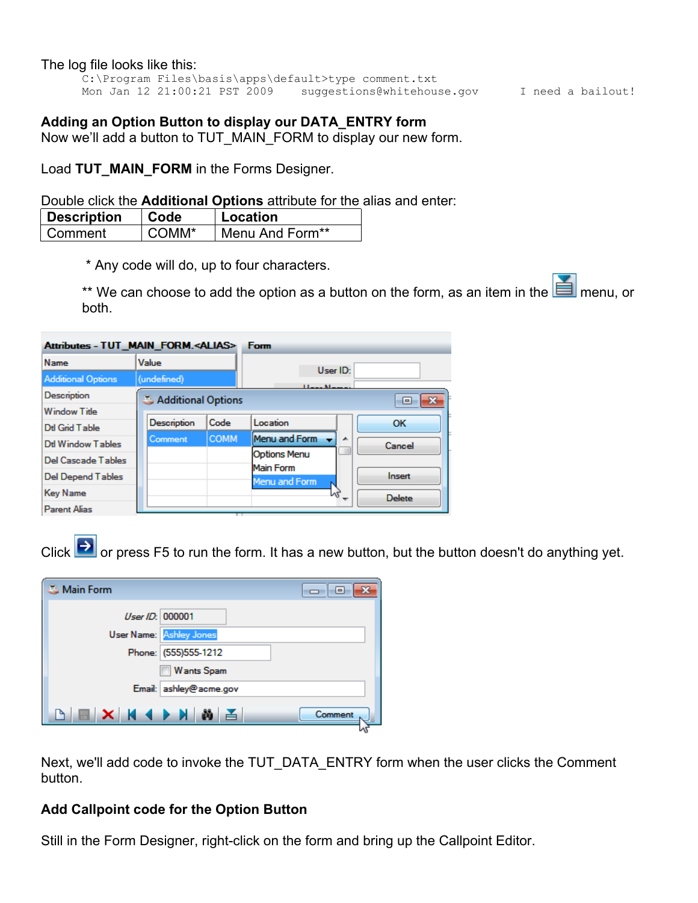The log file looks like this:

```
C:\Program Files\basis\apps\default>type comment.txt
Mon Jan 12 21:00:21 PST 2009    suggestions@whitehouse.gov      I need a bailout!
```

**Adding an Option Button to display our DATA_ENTRY form**

Now we'll add a button to TUT_MAIN_FORM to display our new form.

Load **TUT_MAIN_FORM** in the Forms Designer.

Double click the **Additional Options** attribute for the alias and enter:

| Description | Code | Location |
|---|---|---|
| Comment | COMM* | Menu And Form** |

\* Any code will do, up to four characters.

** We can choose to add the option as a button on the form, as an item in the menu, or both.

Click or press F5 to run the form. It has a new button, but the button doesn't do anything yet.

Next, we'll add code to invoke the TUT_DATA_ENTRY form when the user clicks the Comment button.

**Add Callpoint code for the Option Button**

Still in the Form Designer, right-click on the form and bring up the Callpoint Editor.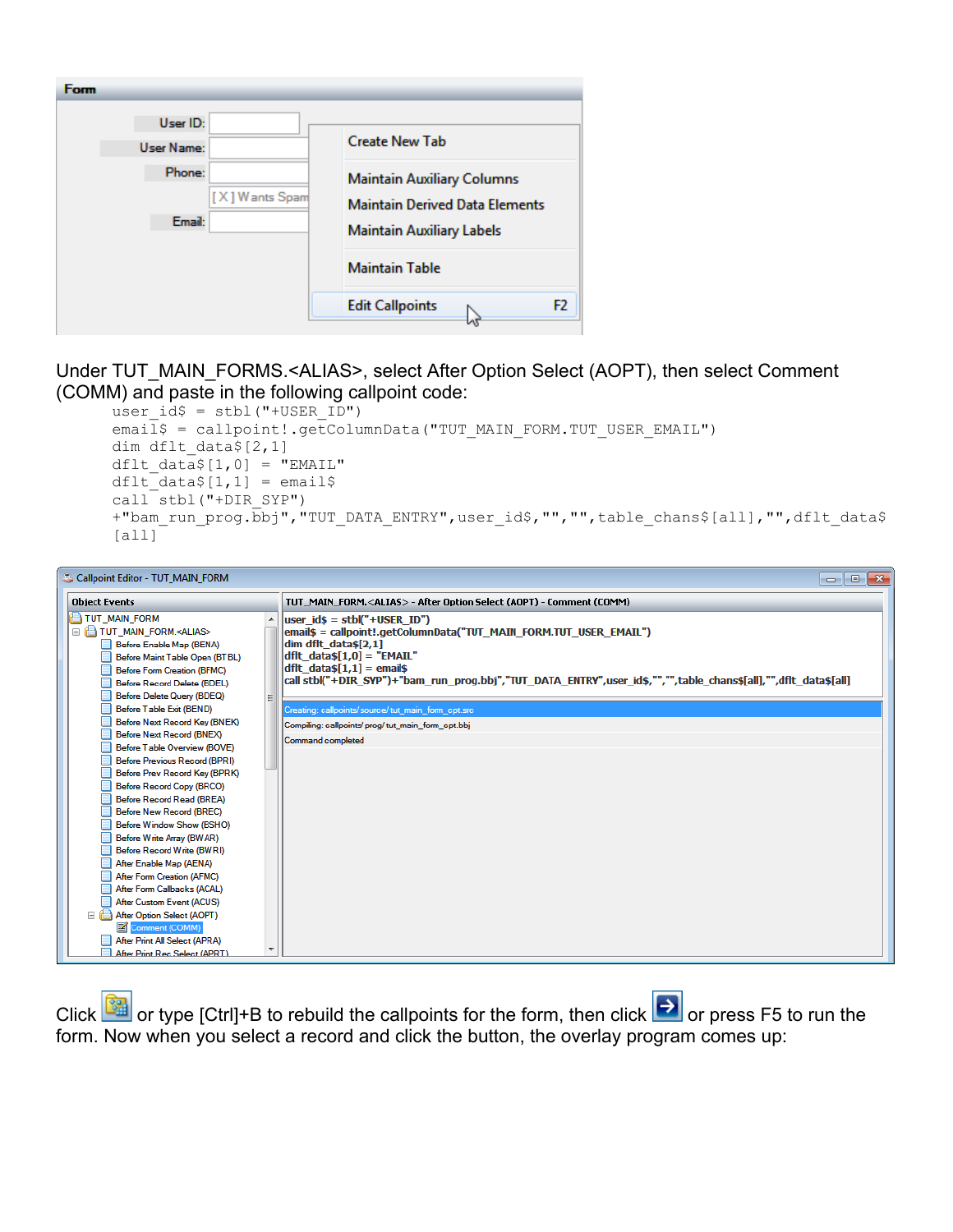Under TUT_MAIN_FORMS.<ALIAS>, select After Option Select (AOPT), then select Comment (COMM) and paste in the following callpoint code:

```
user_id$ = stbl("+USER_ID")
email$ = callpoint!.getColumnData("TUT_MAIN_FORM.TUT_USER_EMAIL")
dim dflt_data$[2,1]
dflt_data$[1,0] = "EMAIL"
dflt_data$[1,1] = email$
call stbl("+DIR_SYP")
+"bam_run_prog.bbj","TUT_DATA_ENTRY",user_id$,"","",table_chans$[all],"",dflt_data$
[all]
```

Click or type [Ctrl]+B to rebuild the callpoints for the form, then click or press F5 to run the form. Now when you select a record and click the button, the overlay program comes up: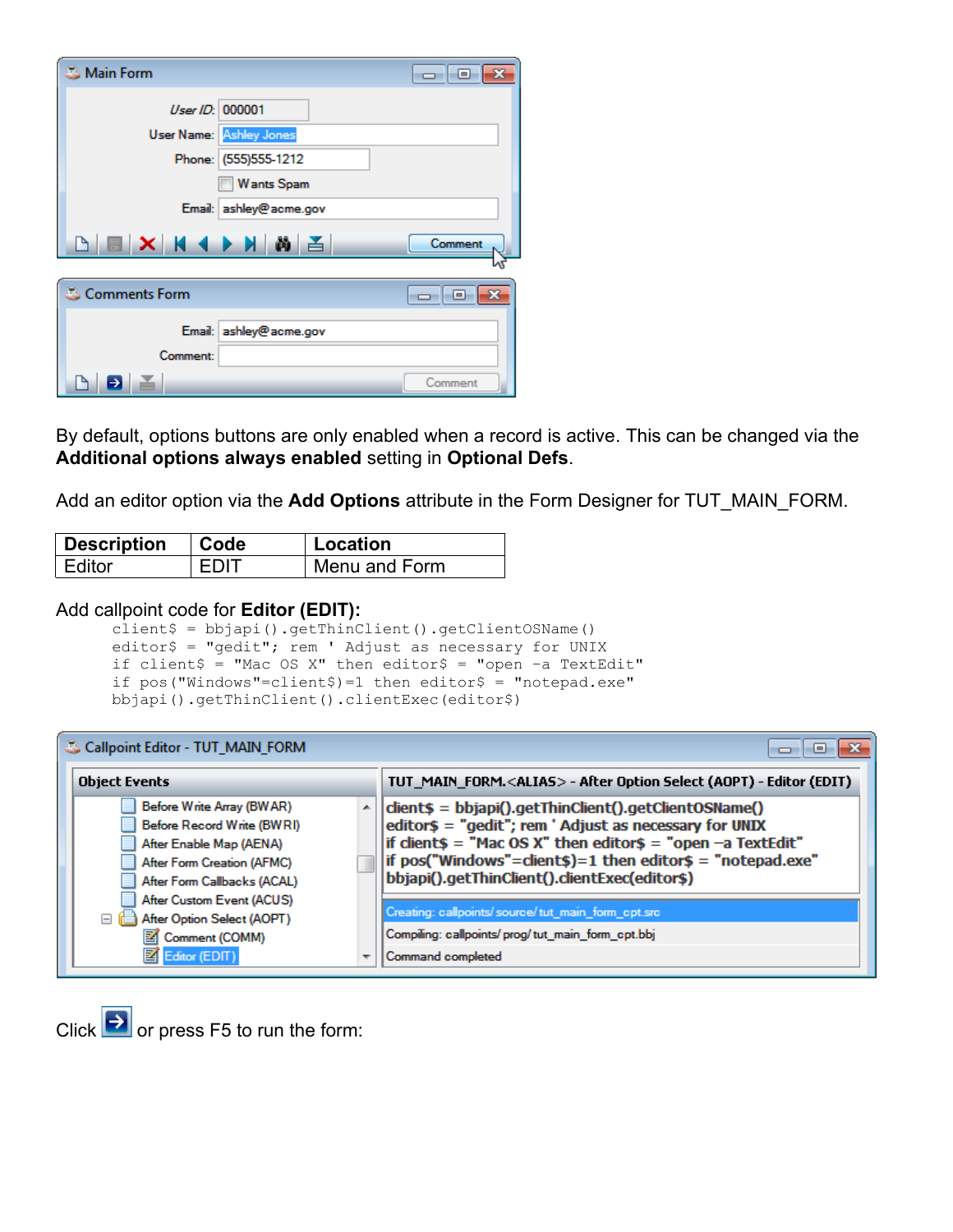By default, options buttons are only enabled when a record is active. This can be changed via the **Additional options always enabled** setting in **Optional Defs**.

Add an editor option via the **Add Options** attribute in the Form Designer for TUT_MAIN_FORM.

| Description | Code | Location |
|---|---|---|
| Editor | EDIT | Menu and Form |

Add callpoint code for **Editor (EDIT)**:

```
client$ = bbjapi().getThinClient().getClientOSName()
editor$ = "gedit"; rem ' Adjust as necessary for UNIX
if client$ = "Mac OS X" then editor$ = "open -a TextEdit"
if pos("Windows"=client$)=1 then editor$ = "notepad.exe"
bbjapi().getThinClient().clientExec(editor$)
```

Click or press F5 to run the form: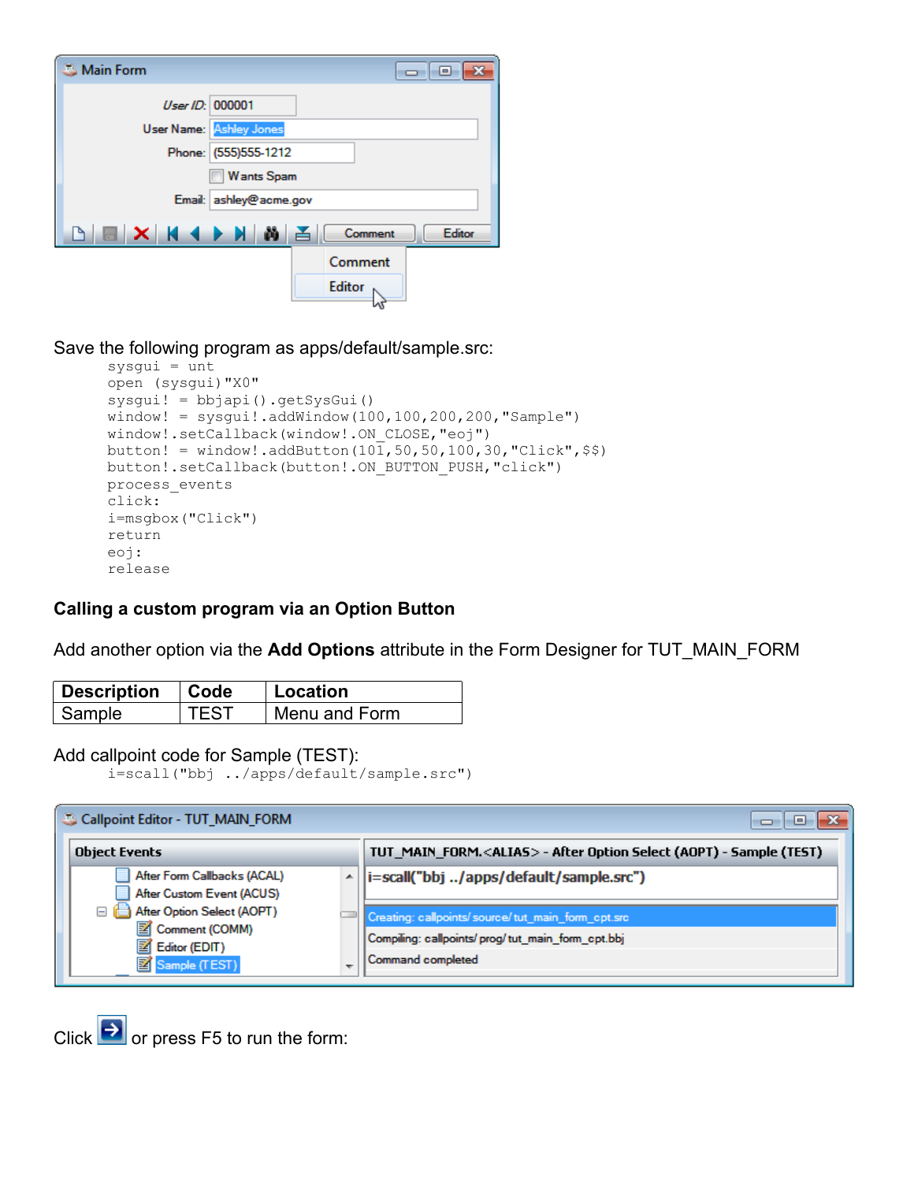Save the following program as apps/default/sample.src:

```
sysgui = unt
open (sysgui)"X0"
sysgui! = bbjapi().getSysGui()
window! = sysgui!.addWindow(100,100,200,200,"Sample")
window!.setCallback(window!.ON_CLOSE,"eoj")
button! = window!.addButton(101,50,50,100,30,"Click",$$)
button!.setCallback(button!.ON_BUTTON_PUSH,"click")
process_events
click:
i=msgbox("Click")
return
eoj:
release
```

### Calling a custom program via an Option Button

Add another option via the **Add Options** attribute in the Form Designer for TUT_MAIN_FORM

| Description | Code | Location |
|---|---|---|
| Sample | TEST | Menu and Form |

Add callpoint code for Sample (TEST):

```
i=scall("bbj ../apps/default/sample.src")
```

Click or press F5 to run the form: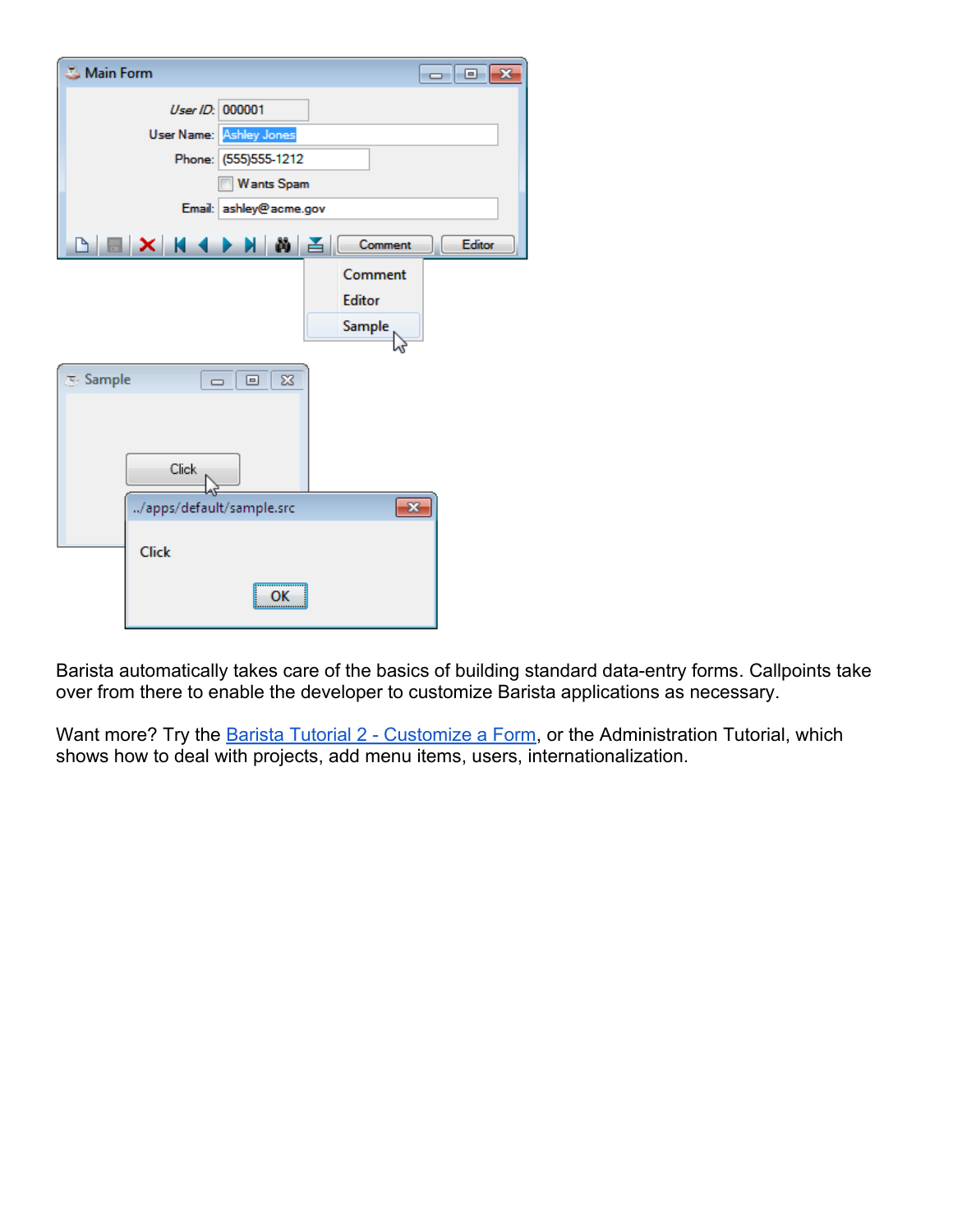Barista automatically takes care of the basics of building standard data-entry forms. Callpoints take over from there to enable the developer to customize Barista applications as necessary.

Want more? Try the Barista Tutorial 2 - Customize a Form, or the Administration Tutorial, which shows how to deal with projects, add menu items, users, internationalization.